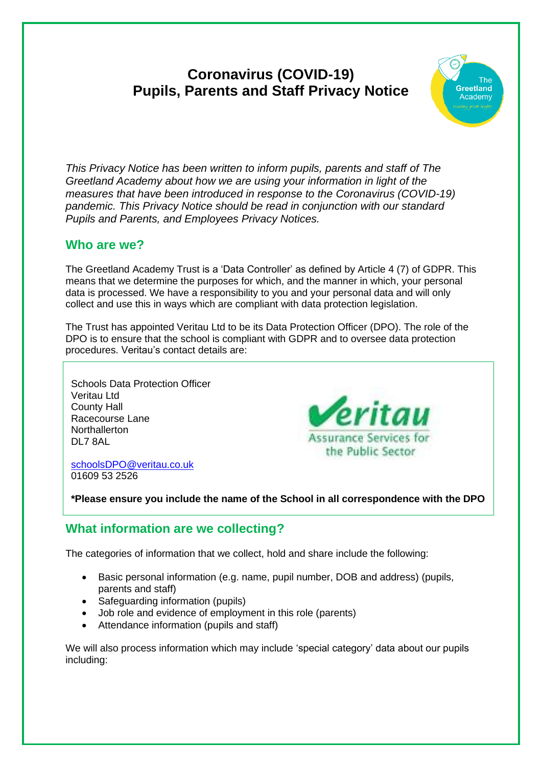# Coronavirus (COVID-19)
# Pupils, Parents and Staff Privacy Notice

*This Privacy Notice has been written to inform pupils, parents and staff of The Greetland Academy about how we are using your information in light of the measures that have been introduced in response to the Coronavirus (COVID-19) pandemic. This Privacy Notice should be read in conjunction with our standard Pupils and Parents, and Employees Privacy Notices.*

## Who are we?

The Greetland Academy Trust is a 'Data Controller' as defined by Article 4 (7) of GDPR. This means that we determine the purposes for which, and the manner in which, your personal data is processed. We have a responsibility to you and your personal data and will only collect and use this in ways which are compliant with data protection legislation.

The Trust has appointed Veritau Ltd to be its Data Protection Officer (DPO). The role of the DPO is to ensure that the school is compliant with GDPR and to oversee data protection procedures. Veritau's contact details are:

Schools Data Protection Officer
Veritau Ltd
County Hall
Racecourse Lane
Northallerton
DL7 8AL

schoolsDPO@veritau.co.uk
01609 53 2526

**\*Please ensure you include the name of the School in all correspondence with the DPO**

## What information are we collecting?

The categories of information that we collect, hold and share include the following:

- Basic personal information (e.g. name, pupil number, DOB and address) (pupils, parents and staff)
- Safeguarding information (pupils)
- Job role and evidence of employment in this role (parents)
- Attendance information (pupils and staff)

We will also process information which may include 'special category' data about our pupils including: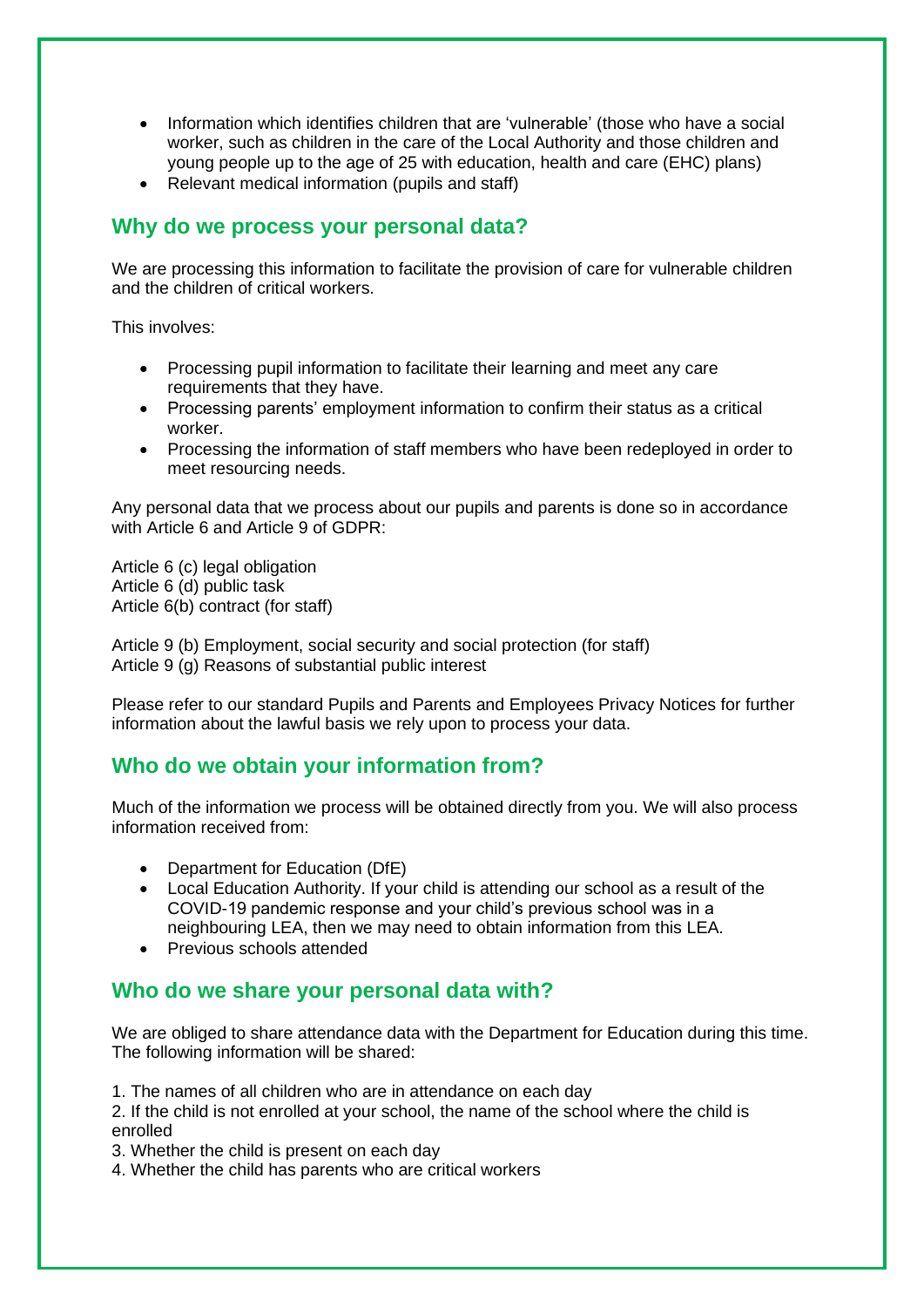- Information which identifies children that are 'vulnerable' (those who have a social worker, such as children in the care of the Local Authority and those children and young people up to the age of 25 with education, health and care (EHC) plans)
- Relevant medical information (pupils and staff)

## Why do we process your personal data?

We are processing this information to facilitate the provision of care for vulnerable children and the children of critical workers.

This involves:

- Processing pupil information to facilitate their learning and meet any care requirements that they have.
- Processing parents' employment information to confirm their status as a critical worker.
- Processing the information of staff members who have been redeployed in order to meet resourcing needs.

Any personal data that we process about our pupils and parents is done so in accordance with Article 6 and Article 9 of GDPR:

Article 6 (c) legal obligation
Article 6 (d) public task
Article 6(b) contract (for staff)

Article 9 (b) Employment, social security and social protection (for staff)
Article 9 (g) Reasons of substantial public interest

Please refer to our standard Pupils and Parents and Employees Privacy Notices for further information about the lawful basis we rely upon to process your data.

## Who do we obtain your information from?

Much of the information we process will be obtained directly from you. We will also process information received from:

- Department for Education (DfE)
- Local Education Authority. If your child is attending our school as a result of the COVID-19 pandemic response and your child's previous school was in a neighbouring LEA, then we may need to obtain information from this LEA.
- Previous schools attended

## Who do we share your personal data with?

We are obliged to share attendance data with the Department for Education during this time. The following information will be shared:

1. The names of all children who are in attendance on each day
2. If the child is not enrolled at your school, the name of the school where the child is enrolled
3. Whether the child is present on each day
4. Whether the child has parents who are critical workers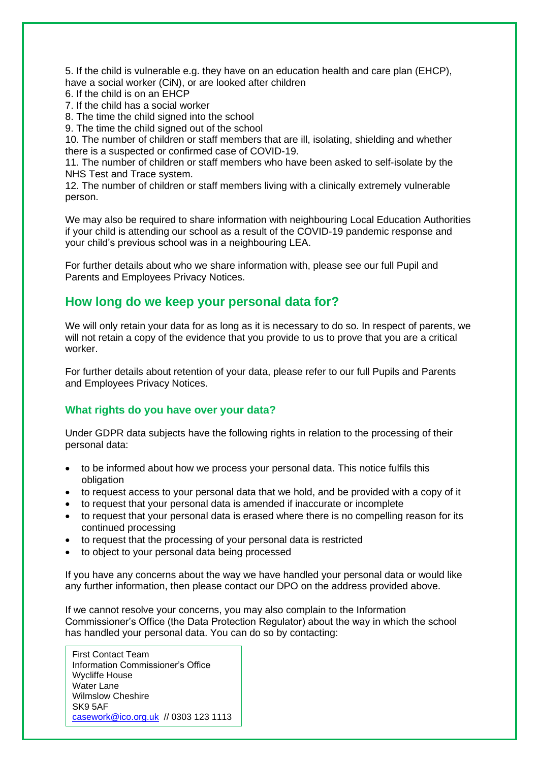5. If the child is vulnerable e.g. they have on an education health and care plan (EHCP), have a social worker (CiN), or are looked after children
6. If the child is on an EHCP
7. If the child has a social worker
8. The time the child signed into the school
9. The time the child signed out of the school
10. The number of children or staff members that are ill, isolating, shielding and whether there is a suspected or confirmed case of COVID-19.
11. The number of children or staff members who have been asked to self-isolate by the NHS Test and Trace system.
12. The number of children or staff members living with a clinically extremely vulnerable person.

We may also be required to share information with neighbouring Local Education Authorities if your child is attending our school as a result of the COVID-19 pandemic response and your child's previous school was in a neighbouring LEA.

For further details about who we share information with, please see our full Pupil and Parents and Employees Privacy Notices.

## How long do we keep your personal data for?

We will only retain your data for as long as it is necessary to do so. In respect of parents, we will not retain a copy of the evidence that you provide to us to prove that you are a critical worker.

For further details about retention of your data, please refer to our full Pupils and Parents and Employees Privacy Notices.

### What rights do you have over your data?

Under GDPR data subjects have the following rights in relation to the processing of their personal data:

- to be informed about how we process your personal data. This notice fulfils this obligation
- to request access to your personal data that we hold, and be provided with a copy of it
- to request that your personal data is amended if inaccurate or incomplete
- to request that your personal data is erased where there is no compelling reason for its continued processing
- to request that the processing of your personal data is restricted
- to object to your personal data being processed

If you have any concerns about the way we have handled your personal data or would like any further information, then please contact our DPO on the address provided above.

If we cannot resolve your concerns, you may also complain to the Information Commissioner's Office (the Data Protection Regulator) about the way in which the school has handled your personal data. You can do so by contacting:

First Contact Team
Information Commissioner's Office
Wycliffe House
Water Lane
Wilmslow Cheshire
SK9 5AF
casework@ico.org.uk // 0303 123 1113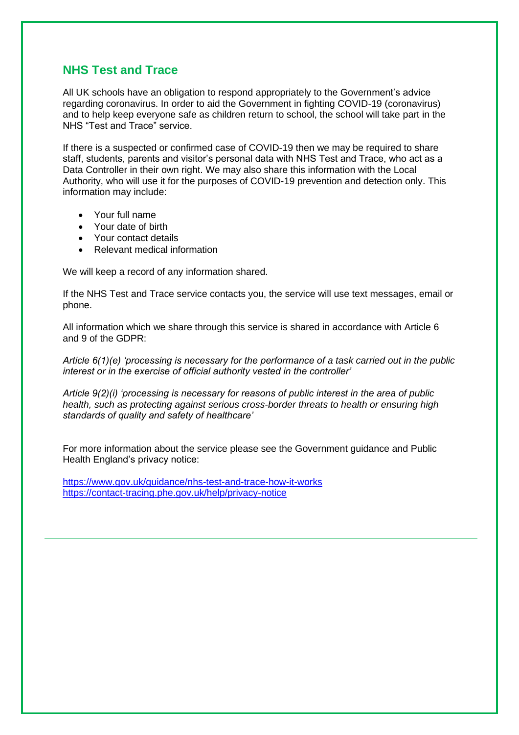## NHS Test and Trace

All UK schools have an obligation to respond appropriately to the Government's advice regarding coronavirus. In order to aid the Government in fighting COVID-19 (coronavirus) and to help keep everyone safe as children return to school, the school will take part in the NHS "Test and Trace" service.

If there is a suspected or confirmed case of COVID-19 then we may be required to share staff, students, parents and visitor's personal data with NHS Test and Trace, who act as a Data Controller in their own right. We may also share this information with the Local Authority, who will use it for the purposes of COVID-19 prevention and detection only. This information may include:

- Your full name
- Your date of birth
- Your contact details
- Relevant medical information

We will keep a record of any information shared.

If the NHS Test and Trace service contacts you, the service will use text messages, email or phone.

All information which we share through this service is shared in accordance with Article 6 and 9 of the GDPR:

*Article 6(1)(e) 'processing is necessary for the performance of a task carried out in the public interest or in the exercise of official authority vested in the controller'*

*Article 9(2)(i) 'processing is necessary for reasons of public interest in the area of public health, such as protecting against serious cross-border threats to health or ensuring high standards of quality and safety of healthcare'*

For more information about the service please see the Government guidance and Public Health England's privacy notice:

https://www.gov.uk/guidance/nhs-test-and-trace-how-it-works
https://contact-tracing.phe.gov.uk/help/privacy-notice